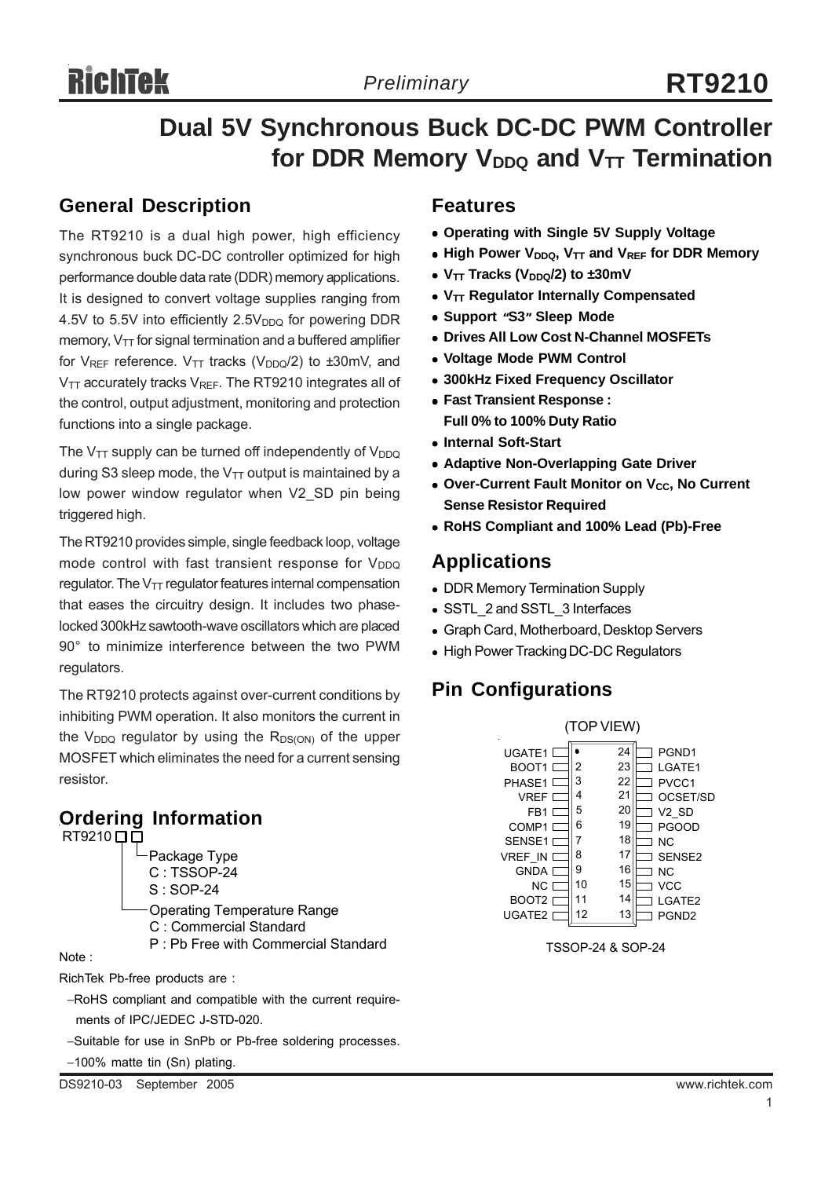# Dual 5V Synchronous Buck DC-DC PWM Controller for DDR Memory $V_{DDQ}$ and $V_{TT}$ Termination

*Preliminary*

**RT9210**

## General Description

The RT9210 is a dual high power, high efficiency synchronous buck DC-DC controller optimized for high performance double data rate (DDR) memory applications. It is designed to convert voltage supplies ranging from 4.5V to 5.5V into efficiently $2.5V_{DDQ}$ for powering DDR memory, $V_{TT}$ for signal termination and a buffered amplifier for $V_{REF}$ reference. $V_{TT}$ tracks ($V_{DDQ}$/2) to ±30mV, and $V_{TT}$ accurately tracks $V_{REF}$. The RT9210 integrates all of the control, output adjustment, monitoring and protection functions into a single package.

The $V_{TT}$ supply can be turned off independently of $V_{DDQ}$ during S3 sleep mode, the $V_{TT}$ output is maintained by a low power window regulator when V2_SD pin being triggered high.

The RT9210 provides simple, single feedback loop, voltage mode control with fast transient response for $V_{DDQ}$ regulator. The $V_{TT}$ regulator features internal compensation that eases the circuitry design. It includes two phase-locked 300kHz sawtooth-wave oscillators which are placed 90° to minimize interference between the two PWM regulators.

The RT9210 protects against over-current conditions by inhibiting PWM operation. It also monitors the current in the $V_{DDQ}$ regulator by using the $R_{DS(ON)}$ of the upper MOSFET which eliminates the need for a current sensing resistor.

## Ordering Information

RT9210 □□

- Package Type
  - C : TSSOP-24
  - S : SOP-24
- Operating Temperature Range
  - C : Commercial Standard
  - P : Pb Free with Commercial Standard

Note :

RichTek Pb-free products are :

- RoHS compliant and compatible with the current requirements of IPC/JEDEC J-STD-020.
- Suitable for use in SnPb or Pb-free soldering processes.
- 100% matte tin (Sn) plating.

## Features

- **Operating with Single 5V Supply Voltage**
- **High Power $V_{DDQ}$, $V_{TT}$ and $V_{REF}$ for DDR Memory**
- **$V_{TT}$ Tracks ($V_{DDQ}$/2) to ±30mV**
- **$V_{TT}$ Regulator Internally Compensated**
- **Support "S3" Sleep Mode**
- **Drives All Low Cost N-Channel MOSFETs**
- **Voltage Mode PWM Control**
- **300kHz Fixed Frequency Oscillator**
- **Fast Transient Response : Full 0% to 100% Duty Ratio**
- **Internal Soft-Start**
- **Adaptive Non-Overlapping Gate Driver**
- **Over-Current Fault Monitor on $V_{CC}$, No Current Sense Resistor Required**
- **RoHS Compliant and 100% Lead (Pb)-Free**

## Applications

- DDR Memory Termination Supply
- SSTL_2 and SSTL_3 Interfaces
- Graph Card, Motherboard, Desktop Servers
- High Power Tracking DC-DC Regulators

## Pin Configurations

(TOP VIEW)

| Pin | Name | Pin | Name |
|---|---|---|---|
| 1 | UGATE1 | 24 | PGND1 |
| 2 | BOOT1 | 23 | LGATE1 |
| 3 | PHASE1 | 22 | PVCC1 |
| 4 | VREF | 21 | OCSET/SD |
| 5 | FB1 | 20 | V2_SD |
| 6 | COMP1 | 19 | PGOOD |
| 7 | SENSE1 | 18 | NC |
| 8 | VREF_IN | 17 | SENSE2 |
| 9 | GNDA | 16 | NC |
| 10 | NC | 15 | VCC |
| 11 | BOOT2 | 14 | LGATE2 |
| 12 | UGATE2 | 13 | PGND2 |

TSSOP-24 & SOP-24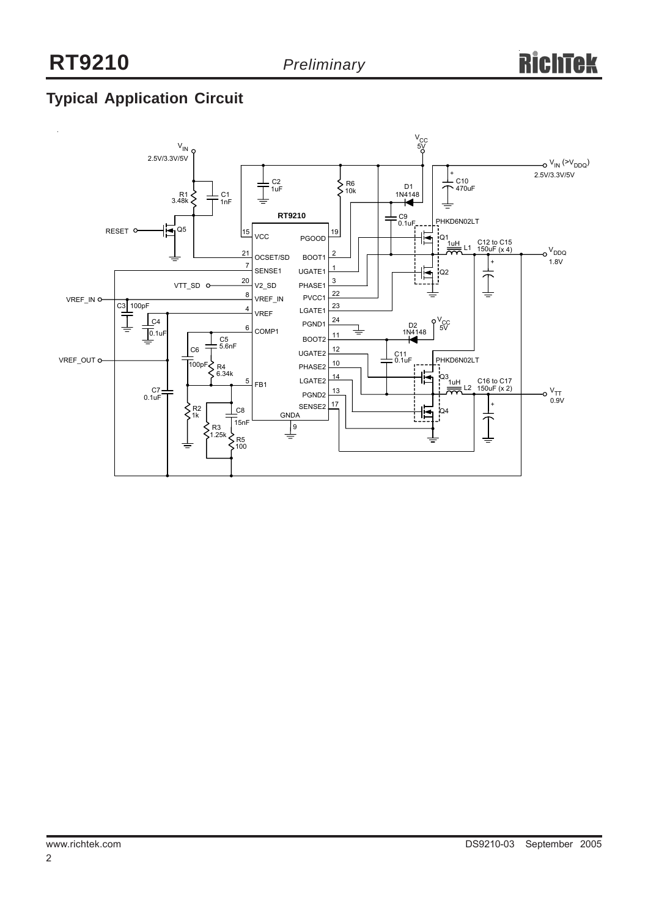## Typical Application Circuit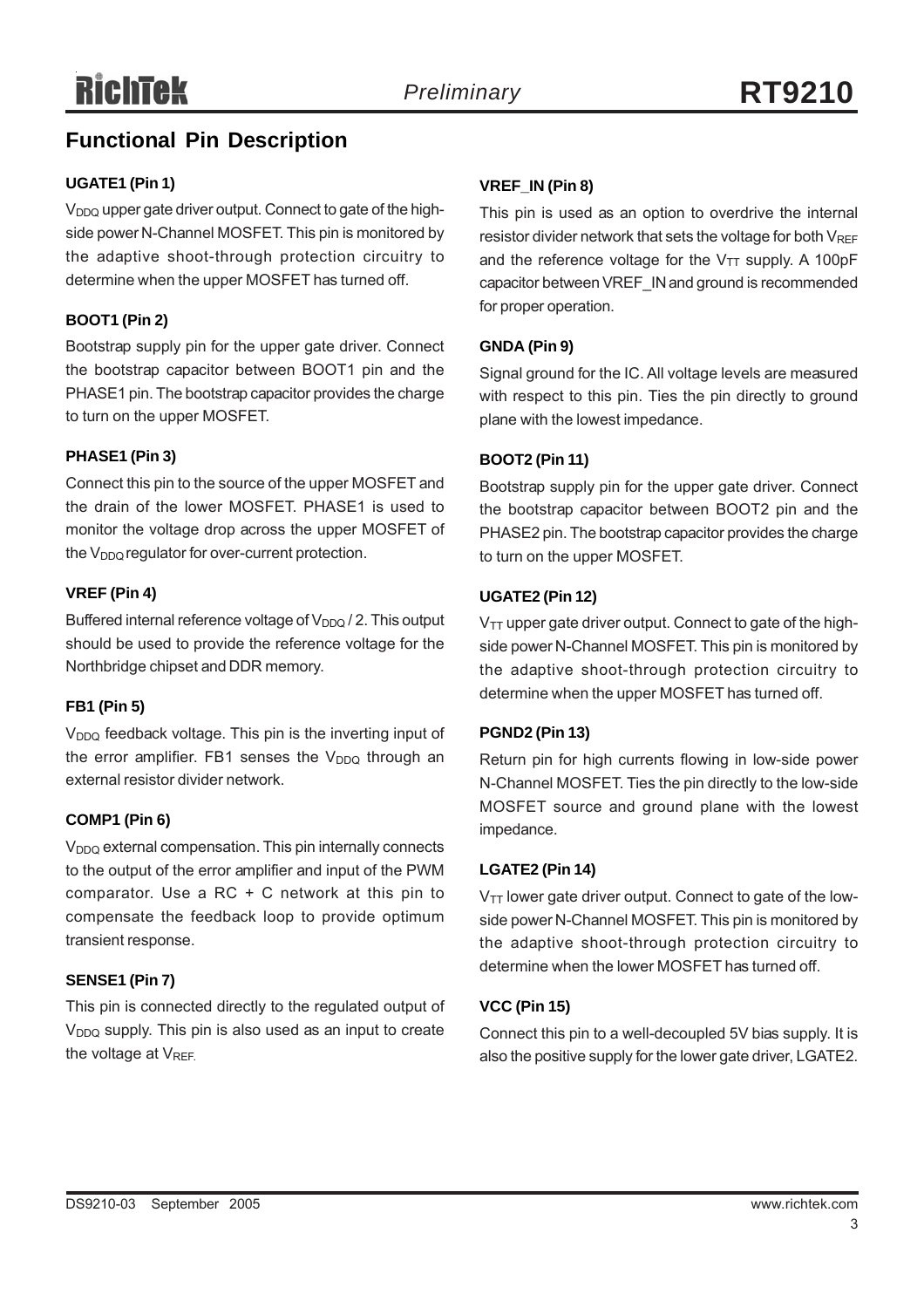## Functional Pin Description

### UGATE1 (Pin 1)

$V_{DDQ}$ upper gate driver output. Connect to gate of the high-side power N-Channel MOSFET. This pin is monitored by the adaptive shoot-through protection circuitry to determine when the upper MOSFET has turned off.

### BOOT1 (Pin 2)

Bootstrap supply pin for the upper gate driver. Connect the bootstrap capacitor between BOOT1 pin and the PHASE1 pin. The bootstrap capacitor provides the charge to turn on the upper MOSFET.

### PHASE1 (Pin 3)

Connect this pin to the source of the upper MOSFET and the drain of the lower MOSFET. PHASE1 is used to monitor the voltage drop across the upper MOSFET of the $V_{DDQ}$ regulator for over-current protection.

### VREF (Pin 4)

Buffered internal reference voltage of $V_{DDQ}$ / 2. This output should be used to provide the reference voltage for the Northbridge chipset and DDR memory.

### FB1 (Pin 5)

$V_{DDQ}$ feedback voltage. This pin is the inverting input of the error amplifier. FB1 senses the $V_{DDQ}$ through an external resistor divider network.

### COMP1 (Pin 6)

$V_{DDQ}$ external compensation. This pin internally connects to the output of the error amplifier and input of the PWM comparator. Use a RC + C network at this pin to compensate the feedback loop to provide optimum transient response.

### SENSE1 (Pin 7)

This pin is connected directly to the regulated output of $V_{DDQ}$ supply. This pin is also used as an input to create the voltage at $V_{REF}$.

### VREF_IN (Pin 8)

This pin is used as an option to overdrive the internal resistor divider network that sets the voltage for both $V_{REF}$ and the reference voltage for the $V_{TT}$ supply. A 100pF capacitor between VREF_IN and ground is recommended for proper operation.

### GNDA (Pin 9)

Signal ground for the IC. All voltage levels are measured with respect to this pin. Ties the pin directly to ground plane with the lowest impedance.

### BOOT2 (Pin 11)

Bootstrap supply pin for the upper gate driver. Connect the bootstrap capacitor between BOOT2 pin and the PHASE2 pin. The bootstrap capacitor provides the charge to turn on the upper MOSFET.

### UGATE2 (Pin 12)

$V_{TT}$ upper gate driver output. Connect to gate of the high-side power N-Channel MOSFET. This pin is monitored by the adaptive shoot-through protection circuitry to determine when the upper MOSFET has turned off.

### PGND2 (Pin 13)

Return pin for high currents flowing in low-side power N-Channel MOSFET. Ties the pin directly to the low-side MOSFET source and ground plane with the lowest impedance.

### LGATE2 (Pin 14)

$V_{TT}$ lower gate driver output. Connect to gate of the low-side power N-Channel MOSFET. This pin is monitored by the adaptive shoot-through protection circuitry to determine when the lower MOSFET has turned off.

### VCC (Pin 15)

Connect this pin to a well-decoupled 5V bias supply. It is also the positive supply for the lower gate driver, LGATE2.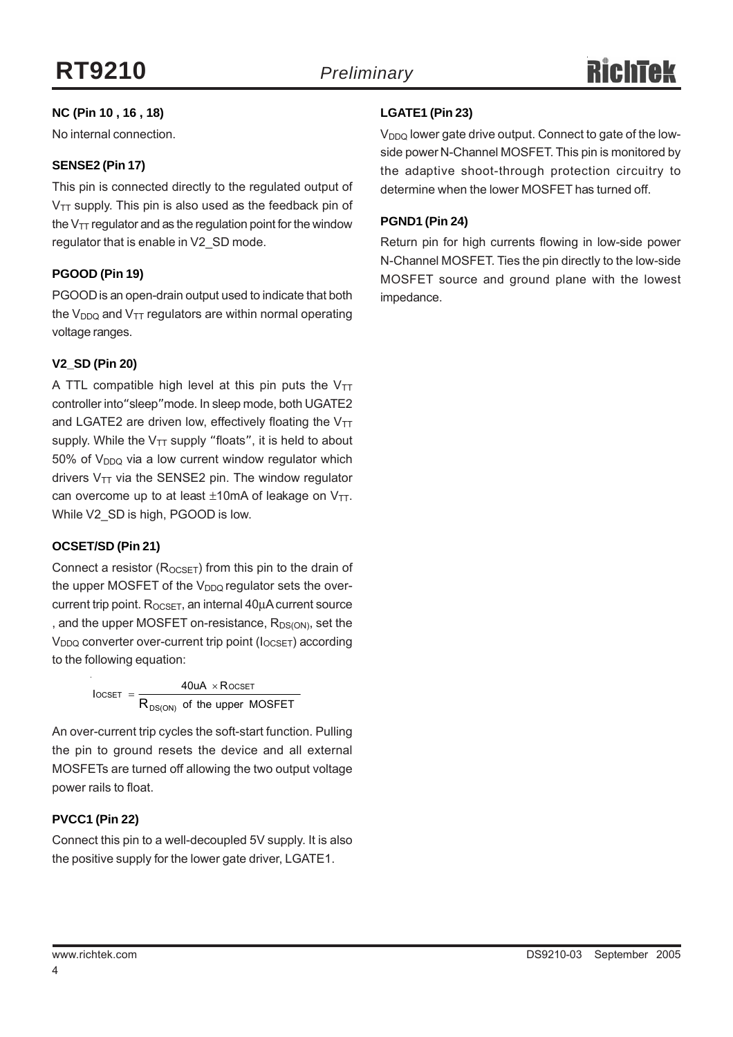**NC (Pin 10 , 16 , 18)**

No internal connection.

**SENSE2 (Pin 17)**

This pin is connected directly to the regulated output of $V_{TT}$ supply. This pin is also used as the feedback pin of the $V_{TT}$ regulator and as the regulation point for the window regulator that is enable in V2_SD mode.

**PGOOD (Pin 19)**

PGOOD is an open-drain output used to indicate that both the $V_{DDQ}$ and $V_{TT}$ regulators are within normal operating voltage ranges.

**V2_SD (Pin 20)**

A TTL compatible high level at this pin puts the $V_{TT}$ controller into"sleep"mode. In sleep mode, both UGATE2 and LGATE2 are driven low, effectively floating the $V_{TT}$ supply. While the $V_{TT}$ supply "floats", it is held to about 50% of $V_{DDQ}$ via a low current window regulator which drivers $V_{TT}$ via the SENSE2 pin. The window regulator can overcome up to at least ±10mA of leakage on $V_{TT}$. While V2_SD is high, PGOOD is low.

**OCSET/SD (Pin 21)**

Connect a resistor ($R_{OCSET}$) from this pin to the drain of the upper MOSFET of the $V_{DDQ}$ regulator sets the over-current trip point. $R_{OCSET}$, an internal 40μA current source , and the upper MOSFET on-resistance, $R_{DS(ON)}$, set the $V_{DDQ}$ converter over-current trip point ($I_{OCSET}$) according to the following equation:

$$I_{OCSET} = \frac{40uA \times R_{OCSET}}{R_{DS(ON)} \text{ of the upper MOSFET}}$$

An over-current trip cycles the soft-start function. Pulling the pin to ground resets the device and all external MOSFETs are turned off allowing the two output voltage power rails to float.

**PVCC1 (Pin 22)**

Connect this pin to a well-decoupled 5V supply. It is also the positive supply for the lower gate driver, LGATE1.

**LGATE1 (Pin 23)**

$V_{DDQ}$ lower gate drive output. Connect to gate of the low-side power N-Channel MOSFET. This pin is monitored by the adaptive shoot-through protection circuitry to determine when the lower MOSFET has turned off.

**PGND1 (Pin 24)**

Return pin for high currents flowing in low-side power N-Channel MOSFET. Ties the pin directly to the low-side MOSFET source and ground plane with the lowest impedance.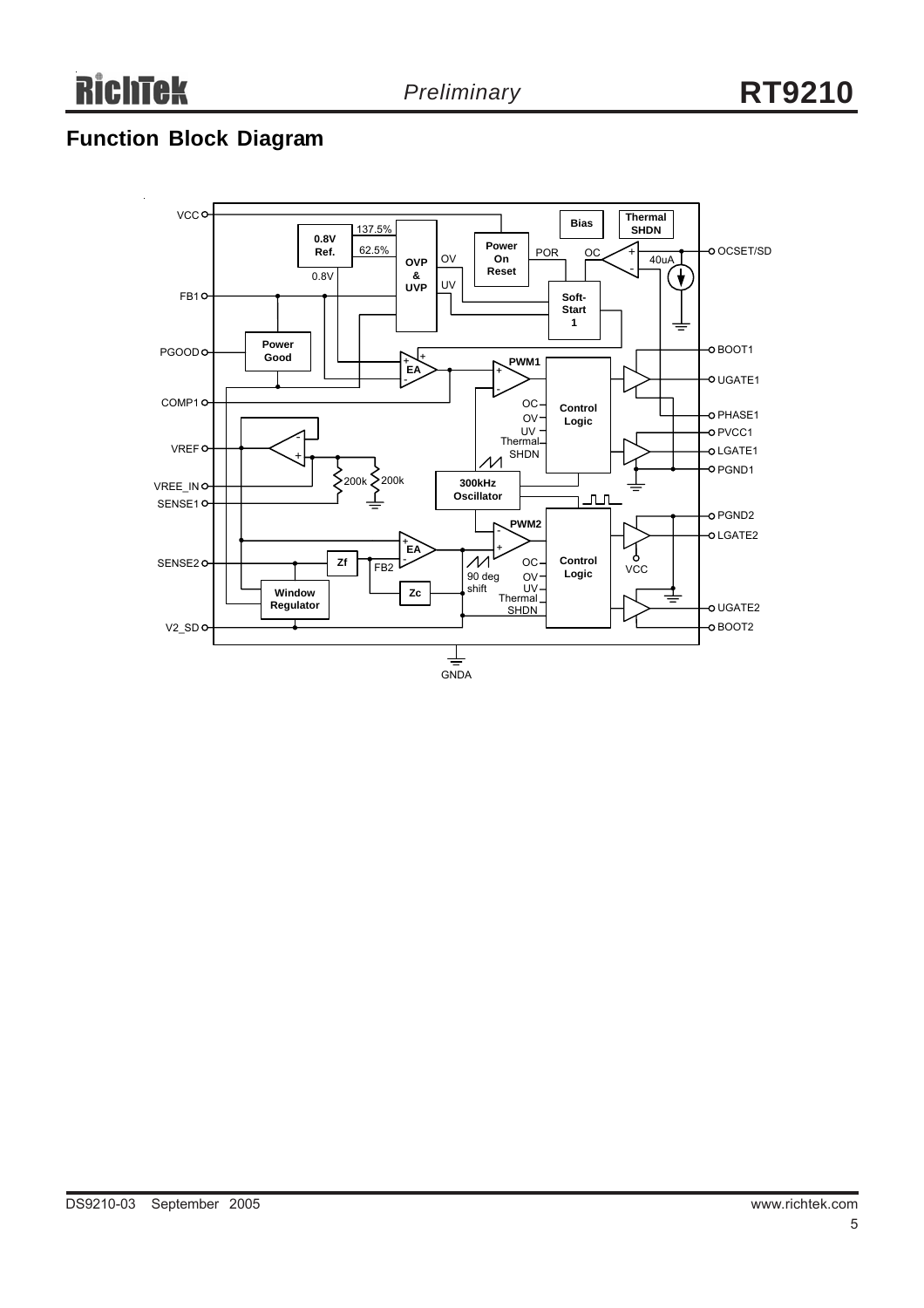## Function Block Diagram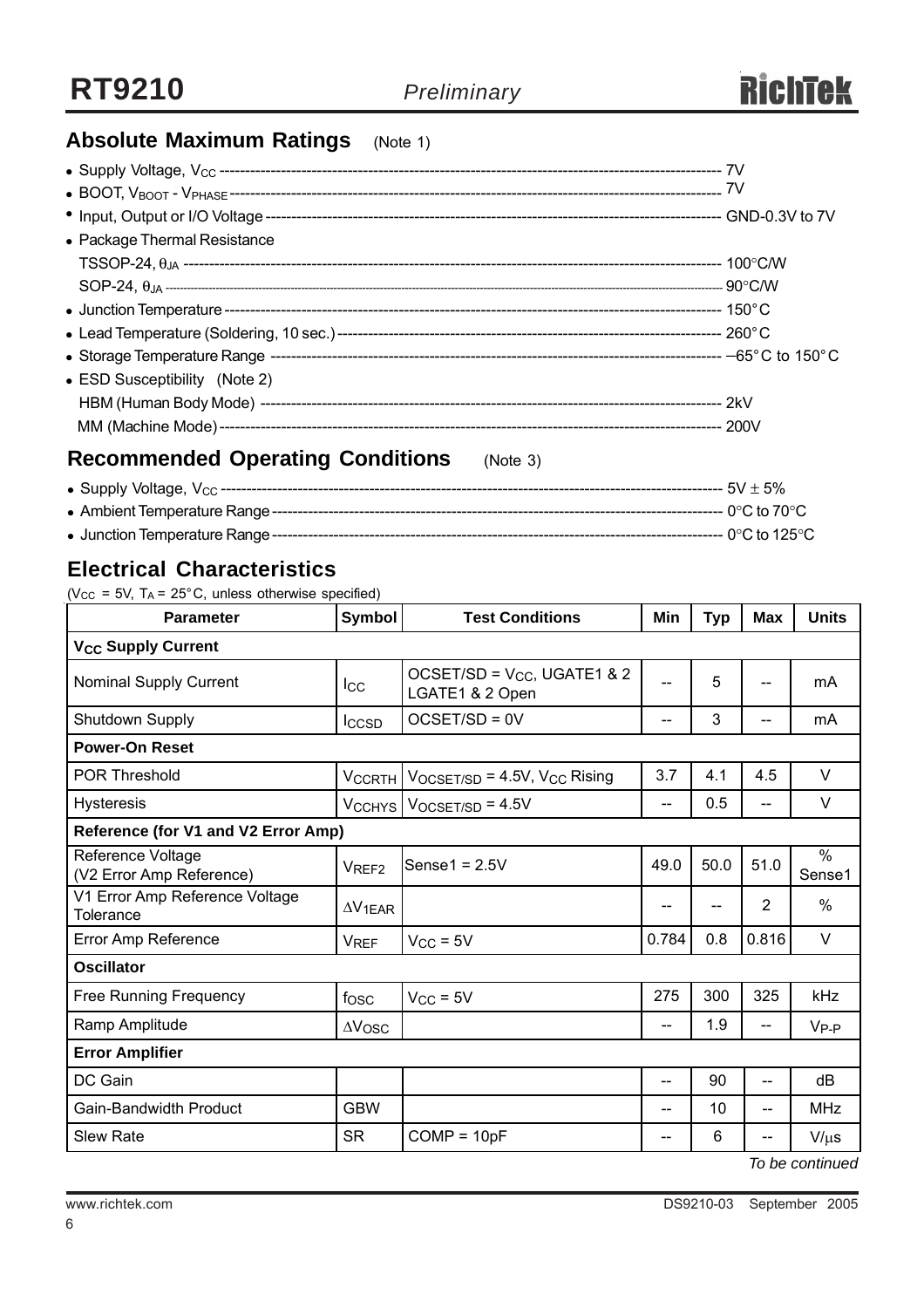## Absolute Maximum Ratings (Note 1)

- Supply Voltage, $V_{CC}$ ---------- 7V
- BOOT, $V_{BOOT}$ - $V_{PHASE}$ ---------- 7V
- Input, Output or I/O Voltage ---------- GND-0.3V to 7V
- Package Thermal Resistance
  - TSSOP-24, $\theta_{JA}$ ---------- 100°C/W
  - SOP-24, $\theta_{JA}$ ---------- 90°C/W
- Junction Temperature ---------- 150°C
- Lead Temperature (Soldering, 10 sec.) ---------- 260°C
- Storage Temperature Range ---------- −65°C to 150°C
- ESD Susceptibility (Note 2)
  - HBM (Human Body Mode) ---------- 2kV
  - MM (Machine Mode) ---------- 200V

## Recommended Operating Conditions (Note 3)

- Supply Voltage, $V_{CC}$ ---------- 5V ± 5%
- Ambient Temperature Range ---------- 0°C to 70°C
- Junction Temperature Range ---------- 0°C to 125°C

## Electrical Characteristics

($V_{CC}$ = 5V, $T_A$ = 25°C, unless otherwise specified)

| Parameter | Symbol | Test Conditions | Min | Typ | Max | Units |
|---|---|---|---|---|---|---|
| **$V_{CC}$ Supply Current** | | | | | | |
| Nominal Supply Current | $I_{CC}$ | OCSET/SD = $V_{CC}$, UGATE1 & 2 LGATE1 & 2 Open | -- | 5 | -- | mA |
| Shutdown Supply | $I_{CCSD}$ | OCSET/SD = 0V | -- | 3 | -- | mA |
| **Power-On Reset** | | | | | | |
| POR Threshold | $V_{CCRTH}$ | $V_{OCSET/SD}$ = 4.5V, $V_{CC}$ Rising | 3.7 | 4.1 | 4.5 | V |
| Hysteresis | $V_{CCHYS}$ | $V_{OCSET/SD}$ = 4.5V | -- | 0.5 | -- | V |
| **Reference (for V1 and V2 Error Amp)** | | | | | | |
| Reference Voltage (V2 Error Amp Reference) | $V_{REF2}$ | Sense1 = 2.5V | 49.0 | 50.0 | 51.0 | % Sense1 |
| V1 Error Amp Reference Voltage Tolerance | $\Delta V_{1EAR}$ | | -- | -- | 2 | % |
| Error Amp Reference | $V_{REF}$ | $V_{CC}$ = 5V | 0.784 | 0.8 | 0.816 | V |
| **Oscillator** | | | | | | |
| Free Running Frequency | $f_{OSC}$ | $V_{CC}$ = 5V | 275 | 300 | 325 | kHz |
| Ramp Amplitude | $\Delta V_{OSC}$ | | -- | 1.9 | -- | $V_{P-P}$ |
| **Error Amplifier** | | | | | | |
| DC Gain | | | -- | 90 | -- | dB |
| Gain-Bandwidth Product | GBW | | -- | 10 | -- | MHz |
| Slew Rate | SR | COMP = 10pF | -- | 6 | -- | V/μs |

*To be continued*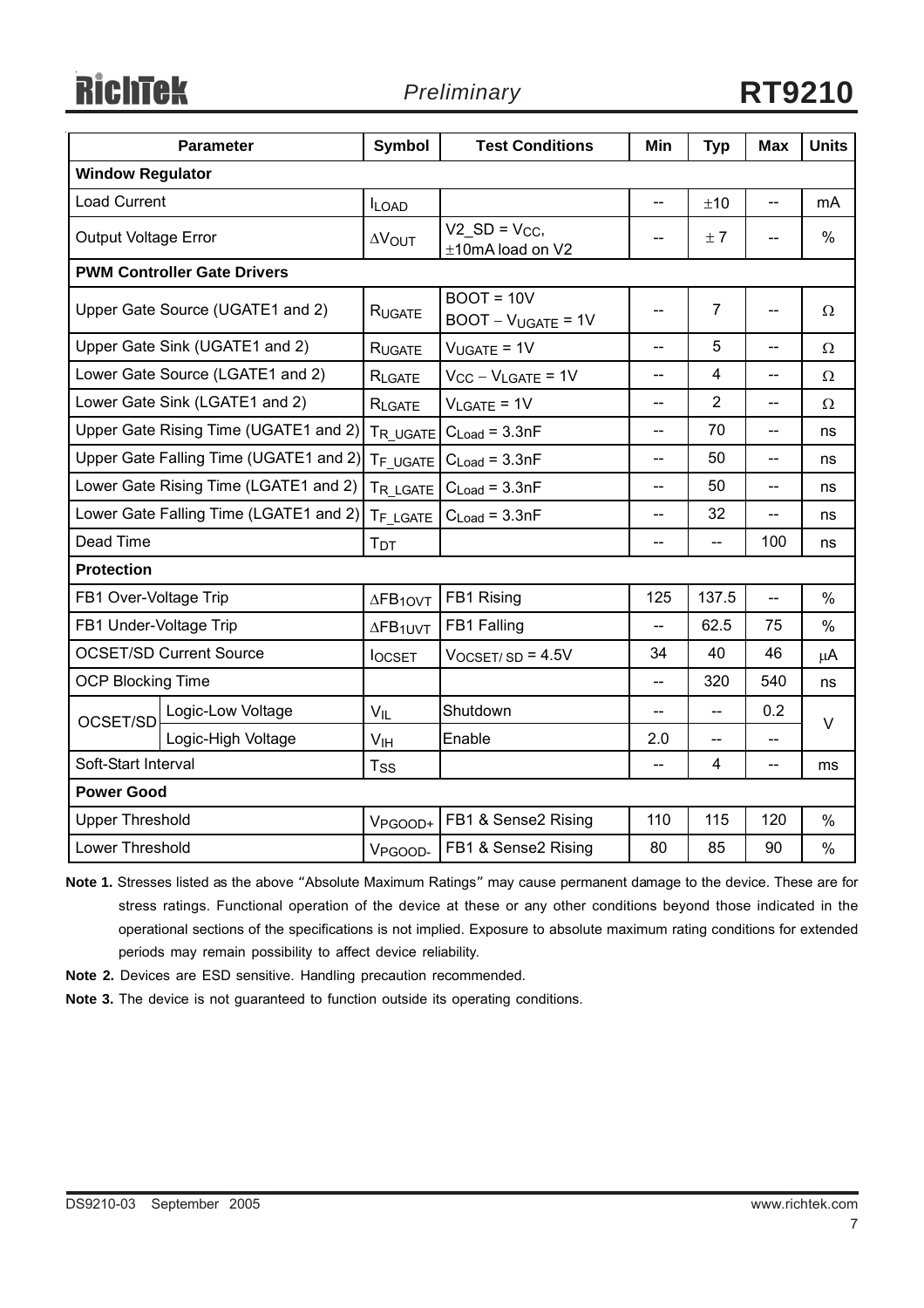| Parameter | | Symbol | Test Conditions | Min | Typ | Max | Units |
|---|---|---|---|---|---|---|---|
| **Window Regulator** | | | | | | | |
| Load Current | | $I_{LOAD}$ | | -- | ±10 | -- | mA |
| Output Voltage Error | | $\Delta V_{OUT}$ | V2_SD = $V_{CC}$, ±10mA load on V2 | -- | ± 7 | -- | % |
| **PWM Controller Gate Drivers** | | | | | | | |
| Upper Gate Source (UGATE1 and 2) | | $R_{UGATE}$ | BOOT = 10V BOOT − $V_{UGATE}$ = 1V | -- | 7 | -- | Ω |
| Upper Gate Sink (UGATE1 and 2) | | $R_{UGATE}$ | $V_{UGATE}$ = 1V | -- | 5 | -- | Ω |
| Lower Gate Source (LGATE1 and 2) | | $R_{LGATE}$ | $V_{CC}$ − $V_{LGATE}$ = 1V | -- | 4 | -- | Ω |
| Lower Gate Sink (LGATE1 and 2) | | $R_{LGATE}$ | $V_{LGATE}$ = 1V | -- | 2 | -- | Ω |
| Upper Gate Rising Time (UGATE1 and 2) | | $T_{R\_UGATE}$ | $C_{Load}$ = 3.3nF | -- | 70 | -- | ns |
| Upper Gate Falling Time (UGATE1 and 2) | | $T_{F\_UGATE}$ | $C_{Load}$ = 3.3nF | -- | 50 | -- | ns |
| Lower Gate Rising Time (LGATE1 and 2) | | $T_{R\_LGATE}$ | $C_{Load}$ = 3.3nF | -- | 50 | -- | ns |
| Lower Gate Falling Time (LGATE1 and 2) | | $T_{F\_LGATE}$ | $C_{Load}$ = 3.3nF | -- | 32 | -- | ns |
| Dead Time | | $T_{DT}$ | | -- | -- | 100 | ns |
| **Protection** | | | | | | | |
| FB1 Over-Voltage Trip | | $\Delta FB_{1OVT}$ | FB1 Rising | 125 | 137.5 | -- | % |
| FB1 Under-Voltage Trip | | $\Delta FB_{1UVT}$ | FB1 Falling | -- | 62.5 | 75 | % |
| OCSET/SD Current Source | | $I_{OCSET}$ | $V_{OCSET/SD}$ = 4.5V | 34 | 40 | 46 | μA |
| OCP Blocking Time | | | | -- | 320 | 540 | ns |
| OCSET/SD | Logic-Low Voltage | $V_{IL}$ | Shutdown | -- | -- | 0.2 | V |
| | Logic-High Voltage | $V_{IH}$ | Enable | 2.0 | -- | -- | |
| Soft-Start Interval | | $T_{SS}$ | | -- | 4 | -- | ms |
| **Power Good** | | | | | | | |
| Upper Threshold | | $V_{PGOOD+}$ | FB1 & Sense2 Rising | 110 | 115 | 120 | % |
| Lower Threshold | | $V_{PGOOD-}$ | FB1 & Sense2 Rising | 80 | 85 | 90 | % |

**Note 1.** Stresses listed as the above "Absolute Maximum Ratings" may cause permanent damage to the device. These are for stress ratings. Functional operation of the device at these or any other conditions beyond those indicated in the operational sections of the specifications is not implied. Exposure to absolute maximum rating conditions for extended periods may remain possibility to affect device reliability.

**Note 2.** Devices are ESD sensitive. Handling precaution recommended.

**Note 3.** The device is not guaranteed to function outside its operating conditions.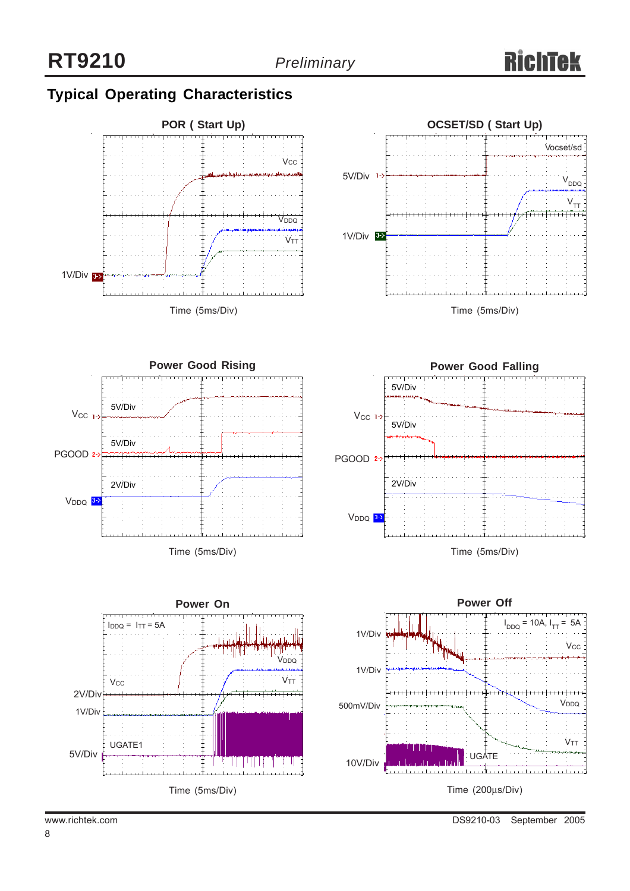## Typical Operating Characteristics

**POR ( Start Up)**

$V_{CC}$

$V_{DDQ}$

$V_{TT}$

1V/Div

Time (5ms/Div)

**OCSET/SD ( Start Up)**

Vocset/sd

$V_{DDQ}$

$V_{TT}$

5V/Div

1V/Div

Time (5ms/Div)

**Power Good Rising**

$V_{CC}$ 5V/Div

PGOOD 5V/Div

$V_{DDQ}$ 2V/Div

Time (5ms/Div)

**Power Good Falling**

$V_{CC}$ 5V/Div

PGOOD 5V/Div

$V_{DDQ}$ 2V/Div

Time (5ms/Div)

**Power On**

$I_{DDQ}$ = $I_{TT}$ = 5A

$V_{DDQ}$

$V_{TT}$

$V_{CC}$

UGATE1

2V/Div

1V/Div

5V/Div

Time (5ms/Div)

**Power Off**

$I_{DDQ}$ = 10A, $I_{TT}$ = 5A

$V_{CC}$

$V_{DDQ}$

$V_{TT}$

UGATE

1V/Div

1V/Div

500mV/Div

10V/Div

Time (200μs/Div)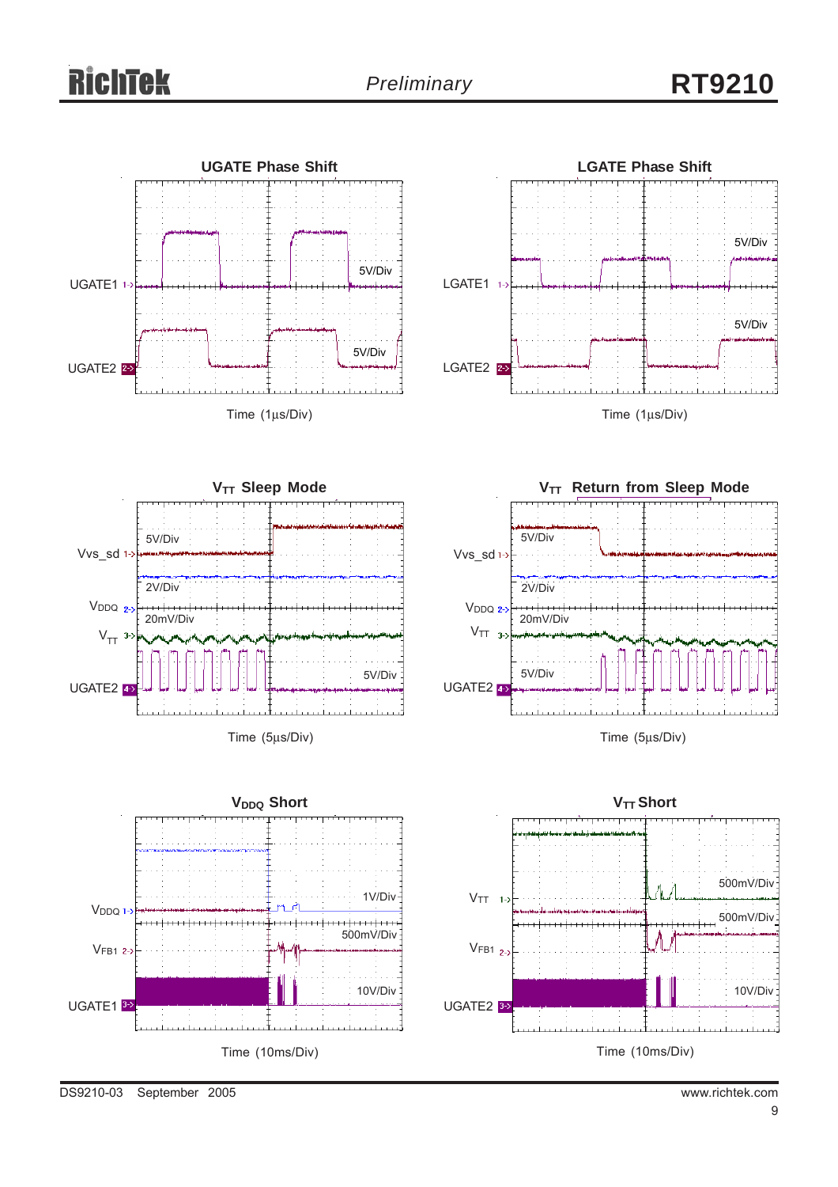UGATE Phase Shift

UGATE1

UGATE2

5V/Div

5V/Div

Time (1μs/Div)

LGATE Phase Shift

LGATE1

LGATE2

5V/Div

5V/Div

Time (1μs/Div)

$V_{TT}$ Sleep Mode

Vvs_sd

$V_{DDQ}$

$V_{TT}$

UGATE2

5V/Div

2V/Div

20mV/Div

5V/Div

Time (5μs/Div)

$V_{TT}$ Return from Sleep Mode

Vvs_sd

$V_{DDQ}$

$V_{TT}$

UGATE2

5V/Div

2V/Div

20mV/Div

5V/Div

Time (5μs/Div)

$V_{DDQ}$ Short

$V_{DDQ}$

$V_{FB1}$

UGATE1

1V/Div

500mV/Div

10V/Div

Time (10ms/Div)

$V_{TT}$ Short

$V_{TT}$

$V_{FB1}$

UGATE2

500mV/Div

500mV/Div

10V/Div

Time (10ms/Div)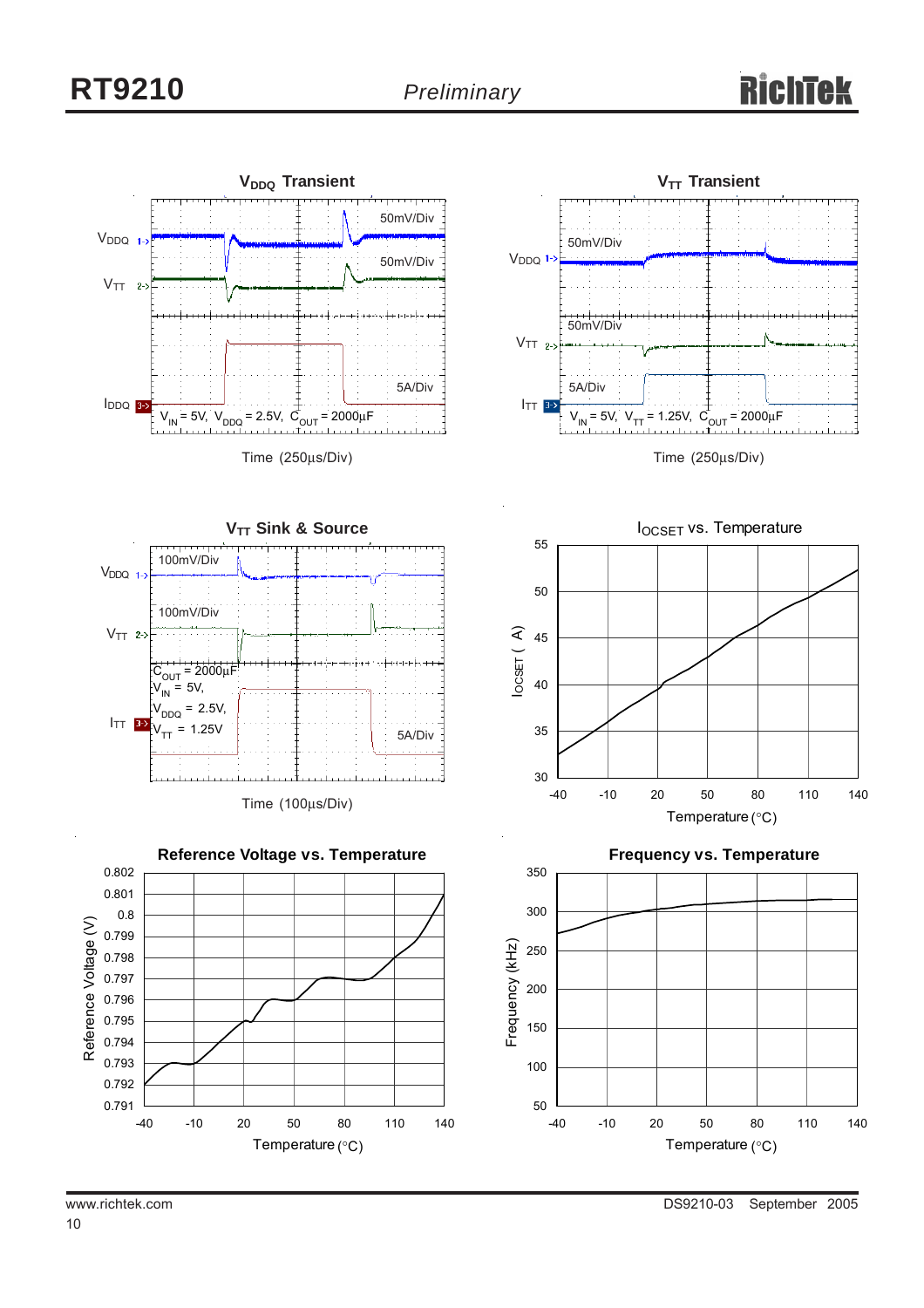### $V_{DDQ}$ Transient

$V_{DDQ}$ 50mV/Div

$V_{TT}$ 50mV/Div

$I_{DDQ}$ 5A/Div

$V_{IN}$ = 5V, $V_{DDQ}$ = 2.5V, $C_{OUT}$ = 2000µF

Time (250µs/Div)

### $V_{TT}$ Transient

$V_{DDQ}$ 50mV/Div

$V_{TT}$ 50mV/Div

$I_{TT}$ 5A/Div

$V_{IN}$ = 5V, $V_{TT}$ = 1.25V, $C_{OUT}$ = 2000µF

Time (250µs/Div)

### $V_{TT}$ Sink & Source

$V_{DDQ}$ 100mV/Div

$V_{TT}$ 100mV/Div

$I_{TT}$ 5A/Div

$C_{OUT}$ = 2000µF
$V_{IN}$ = 5V,
$V_{DDQ}$ = 2.5V,
$V_{TT}$ = 1.25V

Time (100µs/Div)

### $I_{OCSET}$ vs. Temperature

$I_{OCSET}$ (µA) vs. Temperature (°C)

### Reference Voltage vs. Temperature

Reference Voltage (V) vs. Temperature (°C)

### Frequency vs. Temperature

Frequency (kHz) vs. Temperature (°C)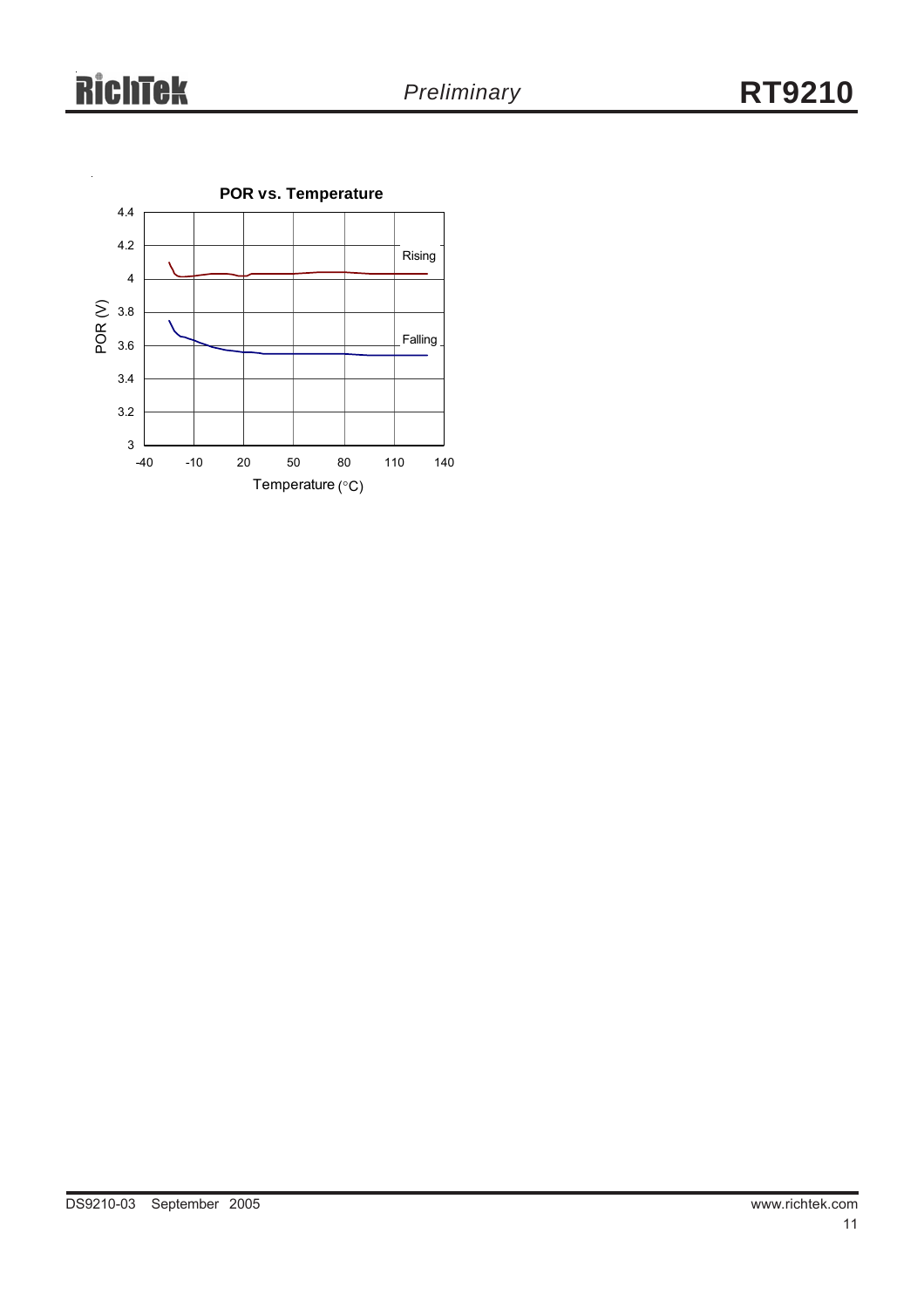POR vs. Temperature

POR (V)

Rising

Falling

Temperature (°C)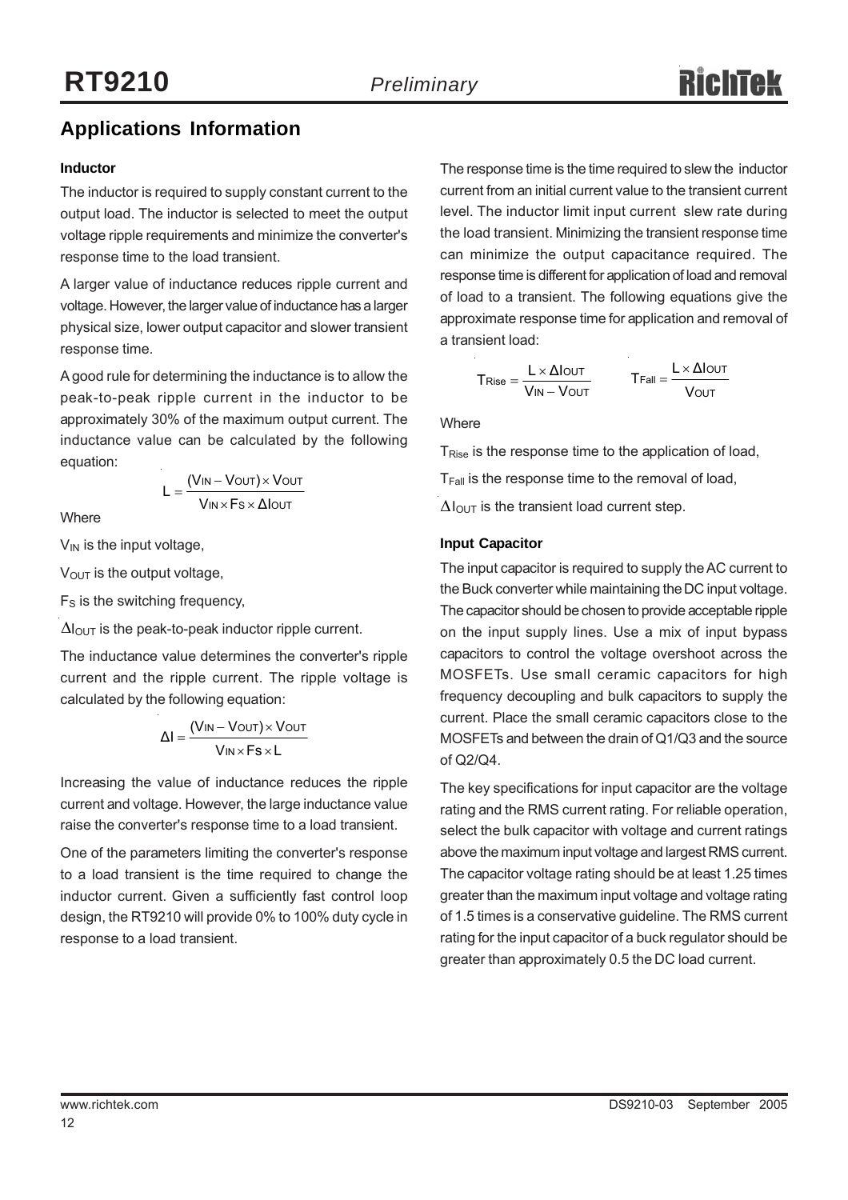## Applications Information

### Inductor

The inductor is required to supply constant current to the output load. The inductor is selected to meet the output voltage ripple requirements and minimize the converter's response time to the load transient.

A larger value of inductance reduces ripple current and voltage. However, the larger value of inductance has a larger physical size, lower output capacitor and slower transient response time.

A good rule for determining the inductance is to allow the peak-to-peak ripple current in the inductor to be approximately 30% of the maximum output current. The inductance value can be calculated by the following equation:

$$L = \frac{(V_{IN} - V_{OUT}) \times V_{OUT}}{V_{IN} \times F_S \times \Delta I_{OUT}}$$

Where

$V_{IN}$ is the input voltage,

$V_{OUT}$ is the output voltage,

$F_S$ is the switching frequency,

$\Delta I_{OUT}$ is the peak-to-peak inductor ripple current.

The inductance value determines the converter's ripple current and the ripple current. The ripple voltage is calculated by the following equation:

$$\Delta I = \frac{(V_{IN} - V_{OUT}) \times V_{OUT}}{V_{IN} \times Fs \times L}$$

Increasing the value of inductance reduces the ripple current and voltage. However, the large inductance value raise the converter's response time to a load transient.

One of the parameters limiting the converter's response to a load transient is the time required to change the inductor current. Given a sufficiently fast control loop design, the RT9210 will provide 0% to 100% duty cycle in response to a load transient.

The response time is the time required to slew the inductor current from an initial current value to the transient current level. The inductor limit input current slew rate during the load transient. Minimizing the transient response time can minimize the output capacitance required. The response time is different for application of load and removal of load to a transient. The following equations give the approximate response time for application and removal of a transient load:

$$T_{Rise} = \frac{L \times \Delta I_{OUT}}{V_{IN} - V_{OUT}} \qquad T_{Fall} = \frac{L \times \Delta I_{OUT}}{V_{OUT}}$$

Where

$T_{Rise}$ is the response time to the application of load,

$T_{Fall}$ is the response time to the removal of load,

$\Delta I_{OUT}$ is the transient load current step.

### Input Capacitor

The input capacitor is required to supply the AC current to the Buck converter while maintaining the DC input voltage. The capacitor should be chosen to provide acceptable ripple on the input supply lines. Use a mix of input bypass capacitors to control the voltage overshoot across the MOSFETs. Use small ceramic capacitors for high frequency decoupling and bulk capacitors to supply the current. Place the small ceramic capacitors close to the MOSFETs and between the drain of Q1/Q3 and the source of Q2/Q4.

The key specifications for input capacitor are the voltage rating and the RMS current rating. For reliable operation, select the bulk capacitor with voltage and current ratings above the maximum input voltage and largest RMS current. The capacitor voltage rating should be at least 1.25 times greater than the maximum input voltage and voltage rating of 1.5 times is a conservative guideline. The RMS current rating for the input capacitor of a buck regulator should be greater than approximately 0.5 the DC load current.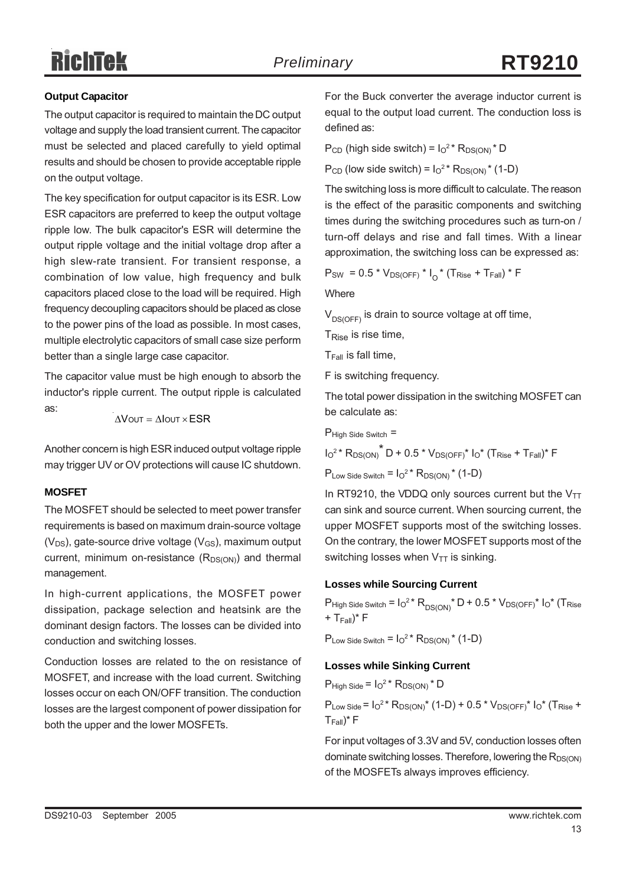### Output Capacitor

The output capacitor is required to maintain the DC output voltage and supply the load transient current. The capacitor must be selected and placed carefully to yield optimal results and should be chosen to provide acceptable ripple on the output voltage.

The key specification for output capacitor is its ESR. Low ESR capacitors are preferred to keep the output voltage ripple low. The bulk capacitor's ESR will determine the output ripple voltage and the initial voltage drop after a high slew-rate transient. For transient response, a combination of low value, high frequency and bulk capacitors placed close to the load will be required. High frequency decoupling capacitors should be placed as close to the power pins of the load as possible. In most cases, multiple electrolytic capacitors of small case size perform better than a single large case capacitor.

The capacitor value must be high enough to absorb the inductor's ripple current. The output ripple is calculated as:

$$\Delta V_{OUT} = \Delta I_{OUT} \times ESR$$

Another concern is high ESR induced output voltage ripple may trigger UV or OV protections will cause IC shutdown.

### MOSFET

The MOSFET should be selected to meet power transfer requirements is based on maximum drain-source voltage ($V_{DS}$), gate-source drive voltage ($V_{GS}$), maximum output current, minimum on-resistance ($R_{DS(ON)}$) and thermal management.

In high-current applications, the MOSFET power dissipation, package selection and heatsink are the dominant design factors. The losses can be divided into conduction and switching losses.

Conduction losses are related to the on resistance of MOSFET, and increase with the load current. Switching losses occur on each ON/OFF transition. The conduction losses are the largest component of power dissipation for both the upper and the lower MOSFETs.

For the Buck converter the average inductor current is equal to the output load current. The conduction loss is defined as:

$P_{CD}$ (high side switch) = $I_O^2 * R_{DS(ON)} * D$

$P_{CD}$ (low side switch) = $I_O^2 * R_{DS(ON)} * (1-D)$

The switching loss is more difficult to calculate. The reason is the effect of the parasitic components and switching times during the switching procedures such as turn-on / turn-off delays and rise and fall times. With a linear approximation, the switching loss can be expressed as:

$P_{SW} = 0.5 * V_{DS(OFF)} * I_O * (T_{Rise} + T_{Fall}) * F$

Where

$V_{DS(OFF)}$ is drain to source voltage at off time,

$T_{Rise}$ is rise time,

$T_{Fall}$ is fall time,

F is switching frequency.

The total power dissipation in the switching MOSFET can be calculate as:

$P_{High\ Side\ Switch}$ =

$I_O^2 * R_{DS(ON)} * D + 0.5 * V_{DS(OFF)} * I_O * (T_{Rise} + T_{Fall}) * F$

$P_{Low\ Side\ Switch} = I_O^2 * R_{DS(ON)} * (1-D)$

In RT9210, the VDDQ only sources current but the $V_{TT}$ can sink and source current. When sourcing current, the upper MOSFET supports most of the switching losses. On the contrary, the lower MOSFET supports most of the switching losses when $V_{TT}$ is sinking.

### Losses while Sourcing Current

$P_{High\ Side\ Switch} = I_O^2 * R_{DS(ON)} * D + 0.5 * V_{DS(OFF)} * I_O * (T_{Rise} + T_{Fall}) * F$

$P_{Low\ Side\ Switch} = I_O^2 * R_{DS(ON)} * (1-D)$

### Losses while Sinking Current

$P_{High\ Side} = I_O^2 * R_{DS(ON)} * D$

$P_{Low\ Side} = I_O^2 * R_{DS(ON)} * (1-D) + 0.5 * V_{DS(OFF)} * I_O * (T_{Rise} + T_{Fall}) * F$

For input voltages of 3.3V and 5V, conduction losses often dominate switching losses. Therefore, lowering the $R_{DS(ON)}$ of the MOSFETs always improves efficiency.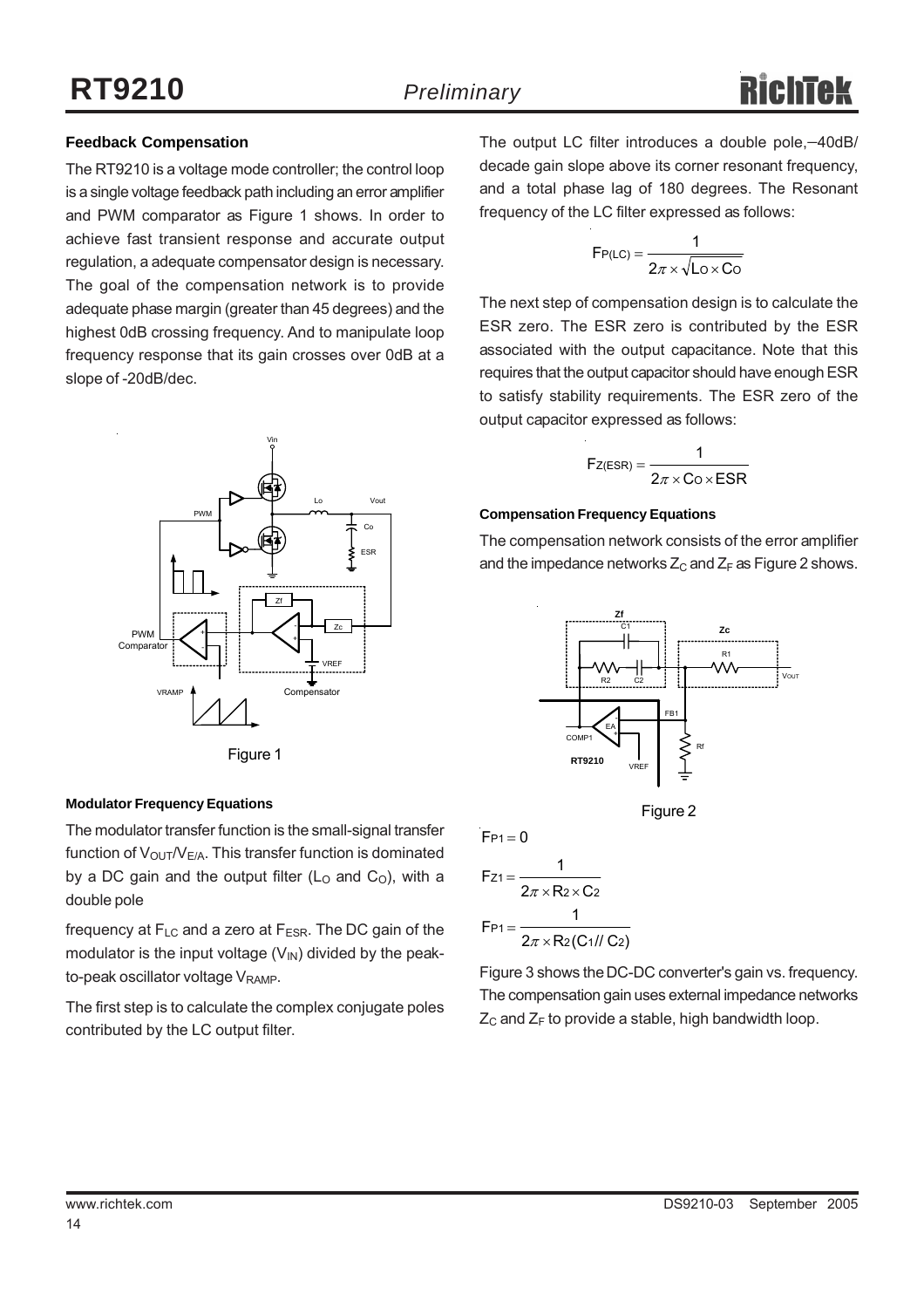## Feedback Compensation

The RT9210 is a voltage mode controller; the control loop is a single voltage feedback path including an error amplifier and PWM comparator as Figure 1 shows. In order to achieve fast transient response and accurate output regulation, a adequate compensator design is necessary. The goal of the compensation network is to provide adequate phase margin (greater than 45 degrees) and the highest 0dB crossing frequency. And to manipulate loop frequency response that its gain crosses over 0dB at a slope of -20dB/dec.

Figure 1

### Modulator Frequency Equations

The modulator transfer function is the small-signal transfer function of $V_{OUT}/V_{E/A}$. This transfer function is dominated by a DC gain and the output filter ($L_O$ and $C_O$), with a double pole

frequency at $F_{LC}$ and a zero at $F_{ESR}$. The DC gain of the modulator is the input voltage ($V_{IN}$) divided by the peak-to-peak oscillator voltage $V_{RAMP}$.

The first step is to calculate the complex conjugate poles contributed by the LC output filter.

The output LC filter introduces a double pole, –40dB/decade gain slope above its corner resonant frequency, and a total phase lag of 180 degrees. The Resonant frequency of the LC filter expressed as follows:

$$F_{P(LC)} = \frac{1}{2\pi \times \sqrt{L_O \times C_O}}$$

The next step of compensation design is to calculate the ESR zero. The ESR zero is contributed by the ESR associated with the output capacitance. Note that this requires that the output capacitor should have enough ESR to satisfy stability requirements. The ESR zero of the output capacitor expressed as follows:

$$F_{Z(ESR)} = \frac{1}{2\pi \times C_O \times ESR}$$

### Compensation Frequency Equations

The compensation network consists of the error amplifier and the impedance networks $Z_C$ and $Z_F$ as Figure 2 shows.

Figure 2

$$F_{P1} = 0$$

$$F_{Z1} = \frac{1}{2\pi \times R_2 \times C_2}$$

$$F_{P1} = \frac{1}{2\pi \times R_2 (C_1 // C_2)}$$

Figure 3 shows the DC-DC converter's gain vs. frequency. The compensation gain uses external impedance networks $Z_C$ and $Z_F$ to provide a stable, high bandwidth loop.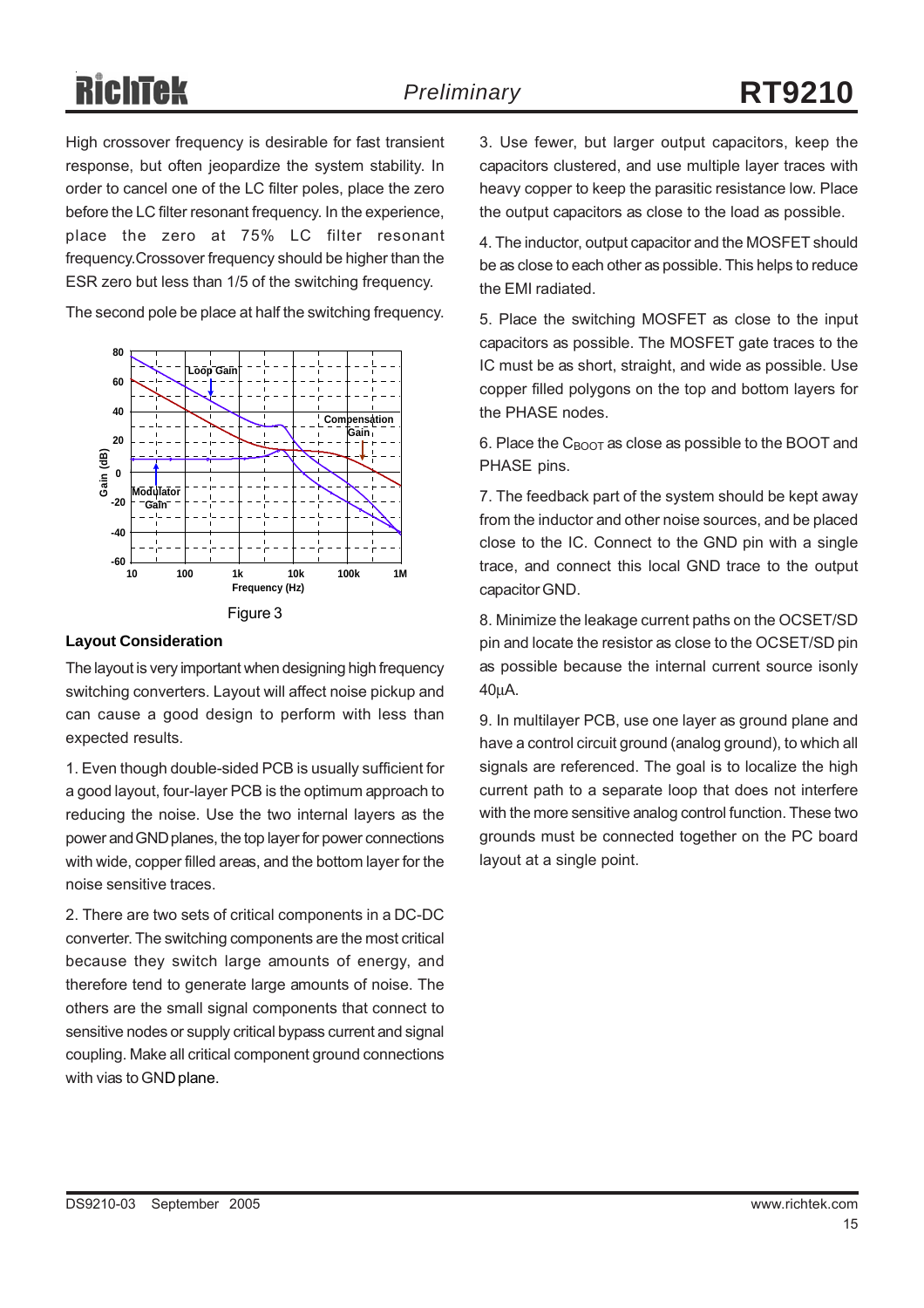High crossover frequency is desirable for fast transient response, but often jeopardize the system stability. In order to cancel one of the LC filter poles, place the zero before the LC filter resonant frequency. In the experience, place the zero at 75% LC filter resonant frequency.Crossover frequency should be higher than the ESR zero but less than 1/5 of the switching frequency.

The second pole be place at half the switching frequency.

Figure 3

### Layout Consideration

The layout is very important when designing high frequency switching converters. Layout will affect noise pickup and can cause a good design to perform with less than expected results.

1. Even though double-sided PCB is usually sufficient for a good layout, four-layer PCB is the optimum approach to reducing the noise. Use the two internal layers as the power and GND planes, the top layer for power connections with wide, copper filled areas, and the bottom layer for the noise sensitive traces.

2. There are two sets of critical components in a DC-DC converter. The switching components are the most critical because they switch large amounts of energy, and therefore tend to generate large amounts of noise. The others are the small signal components that connect to sensitive nodes or supply critical bypass current and signal coupling. Make all critical component ground connections with vias to GND plane.

3. Use fewer, but larger output capacitors, keep the capacitors clustered, and use multiple layer traces with heavy copper to keep the parasitic resistance low. Place the output capacitors as close to the load as possible.

4. The inductor, output capacitor and the MOSFET should be as close to each other as possible. This helps to reduce the EMI radiated.

5. Place the switching MOSFET as close to the input capacitors as possible. The MOSFET gate traces to the IC must be as short, straight, and wide as possible. Use copper filled polygons on the top and bottom layers for the PHASE nodes.

6. Place the $C_{BOOT}$ as close as possible to the BOOT and PHASE pins.

7. The feedback part of the system should be kept away from the inductor and other noise sources, and be placed close to the IC. Connect to the GND pin with a single trace, and connect this local GND trace to the output capacitor GND.

8. Minimize the leakage current paths on the OCSET/SD pin and locate the resistor as close to the OCSET/SD pin as possible because the internal current source isonly 40μA.

9. In multilayer PCB, use one layer as ground plane and have a control circuit ground (analog ground), to which all signals are referenced. The goal is to localize the high current path to a separate loop that does not interfere with the more sensitive analog control function. These two grounds must be connected together on the PC board layout at a single point.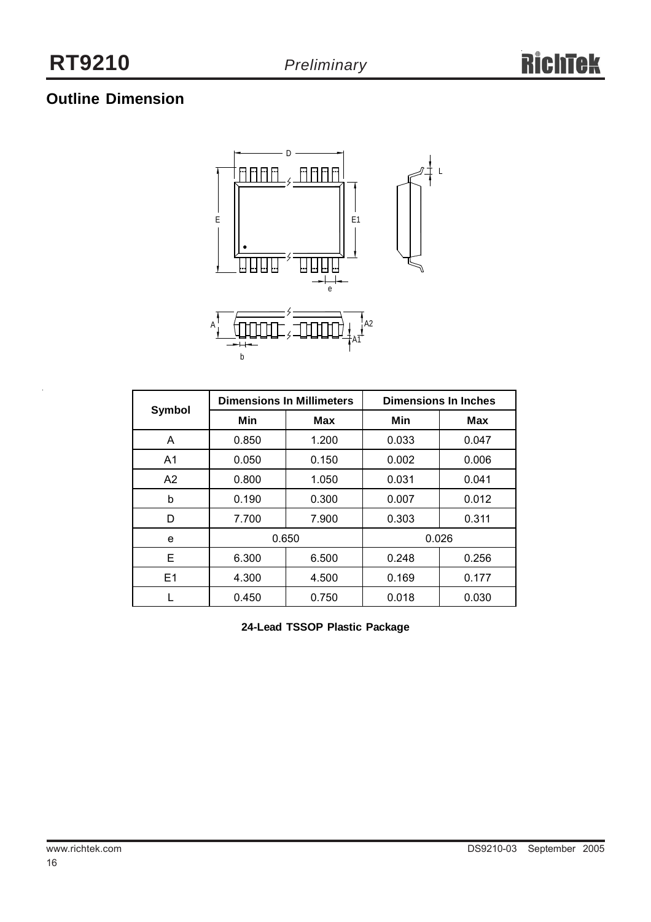## Outline Dimension

| Symbol | Dimensions In Millimeters | | Dimensions In Inches | |
|---|---|---|---|---|
| | Min | Max | Min | Max |
| A | 0.850 | 1.200 | 0.033 | 0.047 |
| A1 | 0.050 | 0.150 | 0.002 | 0.006 |
| A2 | 0.800 | 1.050 | 0.031 | 0.041 |
| b | 0.190 | 0.300 | 0.007 | 0.012 |
| D | 7.700 | 7.900 | 0.303 | 0.311 |
| e | 0.650 | | 0.026 | |
| E | 6.300 | 6.500 | 0.248 | 0.256 |
| E1 | 4.300 | 4.500 | 0.169 | 0.177 |
| L | 0.450 | 0.750 | 0.018 | 0.030 |

**24-Lead TSSOP Plastic Package**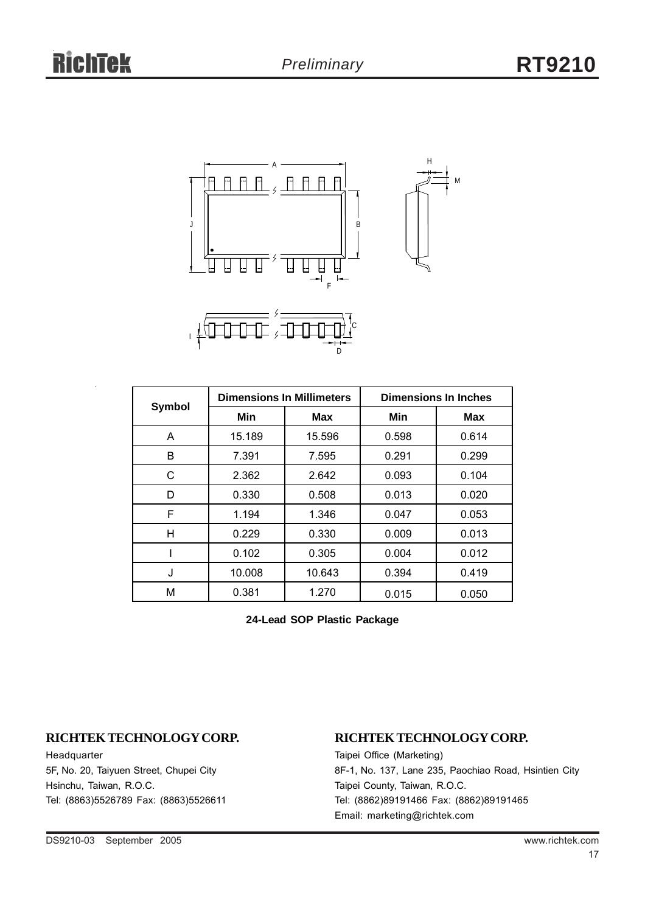A

H

M

J

B

F

I

C

D

| Symbol | Dimensions In Millimeters | | Dimensions In Inches | |
|---|---|---|---|---|
| | Min | Max | Min | Max |
| A | 15.189 | 15.596 | 0.598 | 0.614 |
| B | 7.391 | 7.595 | 0.291 | 0.299 |
| C | 2.362 | 2.642 | 0.093 | 0.104 |
| D | 0.330 | 0.508 | 0.013 | 0.020 |
| F | 1.194 | 1.346 | 0.047 | 0.053 |
| H | 0.229 | 0.330 | 0.009 | 0.013 |
| I | 0.102 | 0.305 | 0.004 | 0.012 |
| J | 10.008 | 10.643 | 0.394 | 0.419 |
| M | 0.381 | 1.270 | 0.015 | 0.050 |

**24-Lead SOP Plastic Package**

**RICHTEK TECHNOLOGY CORP.**

Headquarter
5F, No. 20, Taiyuen Street, Chupei City
Hsinchu, Taiwan, R.O.C.
Tel: (8863)5526789 Fax: (8863)5526611

**RICHTEK TECHNOLOGY CORP.**

Taipei Office (Marketing)
8F-1, No. 137, Lane 235, Paochiao Road, Hsintien City
Taipei County, Taiwan, R.O.C.
Tel: (8862)89191466 Fax: (8862)89191465
Email: marketing@richtek.com